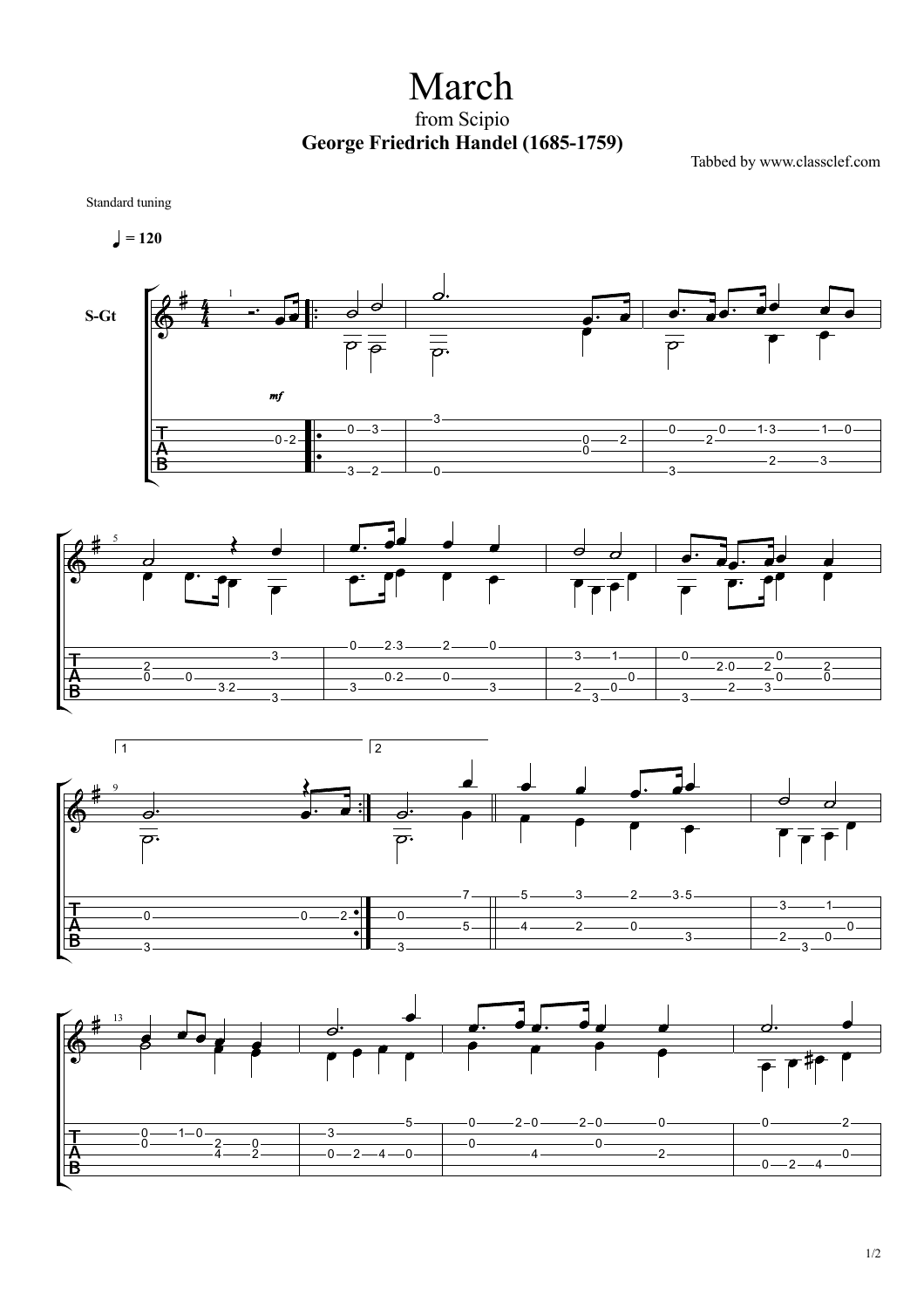# March

from Scipio

**George Friedrich Handel (1685-1759)**

Tabbed by www.classclef.com

Standard tuning

♩ = 120

S-Gt